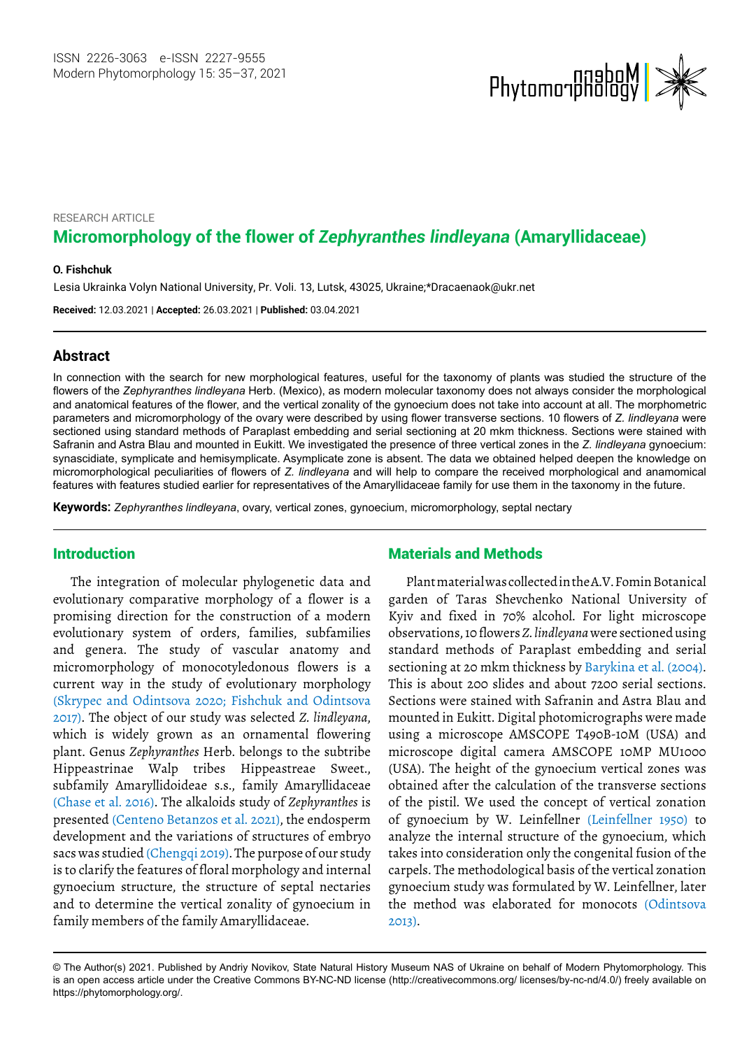RESEARCH ARTICLE

# Micromorphology of the flower of *Zephyranthes lindleyana* (Amaryllidaceae)

**O. Fishchuk**

Lesia Ukrainka Volyn National University, Pr. Voli. 13, Lutsk, 43025, Ukraine;*Dracaenaok@ukr.net

**Received:** 12.03.2021 | **Accepted:** 26.03.2021 | **Published:** 03.04.2021

## Abstract

In connection with the search for new morphological features, useful for the taxonomy of plants was studied the structure of the flowers of the *Zephyranthes lindleyana* Herb. (Mexico), as modern molecular taxonomy does not always consider the morphological and anatomical features of the flower, and the vertical zonality of the gynoecium does not take into account at all. The morphometric parameters and micromorphology of the ovary were described by using flower transverse sections. 10 flowers of *Z. lindleyana* were sectioned using standard methods of Paraplast embedding and serial sectioning at 20 mkm thickness. Sections were stained with Safranin and Astra Blau and mounted in Eukitt. We investigated the presence of three vertical zones in the *Z. lindleyana* gynoecium: synascidiate, symplicate and hemisymplicate. Asymplicate zone is absent. The data we obtained helped deepen the knowledge on micromorphological peculiarities of flowers of *Z. lindleyana* and will help to compare the received morphological and anamomical features with features studied earlier for representatives of the Amaryllidaceae family for use them in the taxonomy in the future.

**Keywords:** *Zephyranthes lindleyana*, ovary, vertical zones, gynoecium, micromorphology, septal nectary

## Introduction

The integration of molecular phylogenetic data and evolutionary comparative morphology of a flower is a promising direction for the construction of a modern evolutionary system of orders, families, subfamilies and genera. The study of vascular anatomy and micromorphology of monocotyledonous flowers is a current way in the study of evolutionary morphology (Skrypec and Odintsova 2020; Fishchuk and Odintsova 2017). The object of our study was selected *Z. lindleyana,* which is widely grown as an ornamental flowering plant. Genus *Zephyranthes* Herb. belongs to the subtribe Hippeastrinae Walp tribes Hippeastreae Sweet., subfamily Amaryllidoideae s.s., family Amaryllidaceae (Chase et al. 2016). The alkaloids study of *Zephyranthes* is presented (Centeno Betanzos et al. 2021), the endosperm development and the variations of structures of embryo sacs was studied (Chengqi 2019). The purpose of our study is to clarify the features of floral morphology and internal gynoecium structure, the structure of septal nectaries and to determine the vertical zonality of gynoecium in family members of the family Amaryllidaceae.

## Materials and Methods

Plant material was collected in the A.V. Fomin Botanical garden of Taras Shevchenko National University of Kyiv and fixed in 70% alcohol. For light microscope observations, 10 flowers *Z. lindleyana* were sectioned using standard methods of Paraplast embedding and serial sectioning at 20 mkm thickness by Barykina et al. (2004). This is about 200 slides and about 7200 serial sections. Sections were stained with Safranin and Astra Blau and mounted in Eukitt. Digital photomicrographs were made using a microscope AMSCOPE T490B-10M (USA) and microscope digital camera AMSCOPE 10MP MU1000 (USA). The height of the gynoecium vertical zones was obtained after the calculation of the transverse sections of the pistil. We used the concept of vertical zonation of gynoecium by W. Leinfellner (Leinfellner 1950) to analyze the internal structure of the gynoecium, which takes into consideration only the congenital fusion of the carpels. The methodological basis of the vertical zonation gynoecium study was formulated by W. Leinfellner, later the method was elaborated for monocots (Odintsova 2013).

© The Author(s) 2021. Published by Andriy Novikov, State Natural History Museum NAS of Ukraine on behalf of Modern Phytomorphology. This is an open access article under the Creative Commons BY-NC-ND license (http://creativecommons.org/ licenses/by-nc-nd/4.0/) freely available on https://phytomorphology.org/.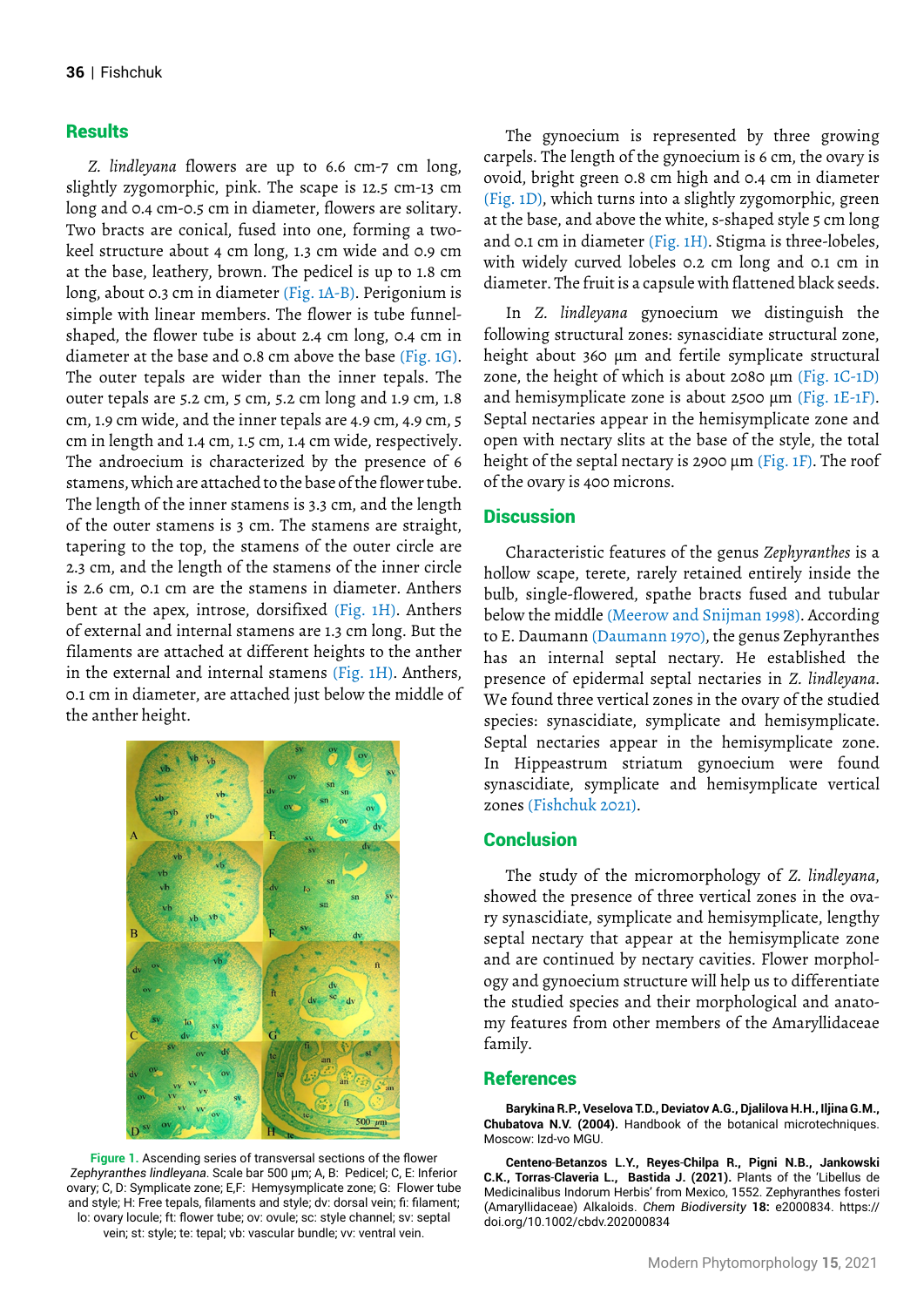## Results

*Z. lindleyana* flowers are up to 6.6 cm-7 cm long, slightly zygomorphic, pink. The scape is 12.5 cm-13 cm long and 0.4 cm-0.5 cm in diameter, flowers are solitary. Two bracts are conical, fused into one, forming a two-keel structure about 4 cm long, 1.3 cm wide and 0.9 cm at the base, leathery, brown. The pedicel is up to 1.8 cm long, about 0.3 cm in diameter (Fig. 1A-B). Perigonium is simple with linear members. The flower is tube funnel-shaped, the flower tube is about 2.4 cm long, 0.4 cm in diameter at the base and 0.8 cm above the base (Fig. 1G). The outer tepals are wider than the inner tepals. The outer tepals are 5.2 cm, 5 cm, 5.2 cm long and 1.9 cm, 1.8 cm, 1.9 cm wide, and the inner tepals are 4.9 cm, 4.9 cm, 5 cm in length and 1.4 cm, 1.5 cm, 1.4 cm wide, respectively. The androecium is characterized by the presence of 6 stamens, which are attached to the base of the flower tube. The length of the inner stamens is 3.3 cm, and the length of the outer stamens is 3 cm. The stamens are straight, tapering to the top, the stamens of the outer circle are 2.3 cm, and the length of the stamens of the inner circle is 2.6 cm, 0.1 cm are the stamens in diameter. Anthers bent at the apex, introse, dorsifixed (Fig. 1H). Anthers of external and internal stamens are 1.3 cm long. But the filaments are attached at different heights to the anther in the external and internal stamens (Fig. 1H). Anthers, 0.1 cm in diameter, are attached just below the middle of the anther height.

**Figure 1.** Ascending series of transversal sections of the flower *Zephyranthes lindleyana*. Scale bar 500 μm; A, B: Pedicel; C, E: Inferior ovary; C, D: Symplicate zone; E,F: Hemysymplicate zone; G: Flower tube and style; H: Free tepals, filaments and style; dv: dorsal vein; fi: filament; lo: ovary locule; ft: flower tube; ov: ovule; sc: style channel; sv: septal vein; st: style; te: tepal; vb: vascular bundle; vv: ventral vein.

The gynoecium is represented by three growing carpels. The length of the gynoecium is 6 cm, the ovary is ovoid, bright green 0.8 cm high and 0.4 cm in diameter (Fig. 1D), which turns into a slightly zygomorphic, green at the base, and above the white, s-shaped style 5 cm long and 0.1 cm in diameter (Fig. 1H). Stigma is three-lobeles, with widely curved lobeles 0.2 cm long and 0.1 cm in diameter. The fruit is a capsule with flattened black seeds.

In *Z. lindleyana* gynoecium we distinguish the following structural zones: synascidiate structural zone, height about 360 μm and fertile symplicate structural zone, the height of which is about 2080 μm (Fig. 1C-1D) and hemisymplicate zone is about 2500 μm (Fig. 1E-1F). Septal nectaries appear in the hemisymplicate zone and open with nectary slits at the base of the style, the total height of the septal nectary is 2900 μm (Fig. 1F). The roof of the ovary is 400 microns.

## Discussion

Characteristic features of the genus *Zephyranthes* is a hollow scape, terete, rarely retained entirely inside the bulb, single-flowered, spathe bracts fused and tubular below the middle (Meerow and Snijman 1998). According to E. Daumann (Daumann 1970), the genus Zephyranthes has an internal septal nectary. He established the presence of epidermal septal nectaries in *Z. lindleyana*. We found three vertical zones in the ovary of the studied species: synascidiate, symplicate and hemisymplicate. Septal nectaries appear in the hemisymplicate zone. In Hippeastrum striatum gynoecium were found synascidiate, symplicate and hemisymplicate vertical zones (Fishchuk 2021).

## Conclusion

The study of the micromorphology of *Z. lindleyana*, showed the presence of three vertical zones in the ovary synascidiate, symplicate and hemisymplicate, lengthy septal nectary that appear at the hemisymplicate zone and are continued by nectary cavities. Flower morphology and gynoecium structure will help us to differentiate the studied species and their morphological and anatomy features from other members of the Amaryllidaceae family.

## References

**Barykina R.P., Veselova T.D., Deviatov A.G., Djalilova H.H., Iljina G.M., Chubatova N.V. (2004).** Handbook of the botanical microtechniques. Moscow: Izd-vo MGU.

**Centeno-Betanzos L.Y., Reyes-Chilpa R., Pigni N.B., Jankowski C.K., Torras-Claveria L., Bastida J. (2021).** Plants of the 'Libellus de Medicinalibus Indorum Herbis' from Mexico, 1552. Zephyranthes fosteri (Amaryllidaceae) Alkaloids. *Chem Biodiversity* **18:** e2000834. https://doi.org/10.1002/cbdv.202000834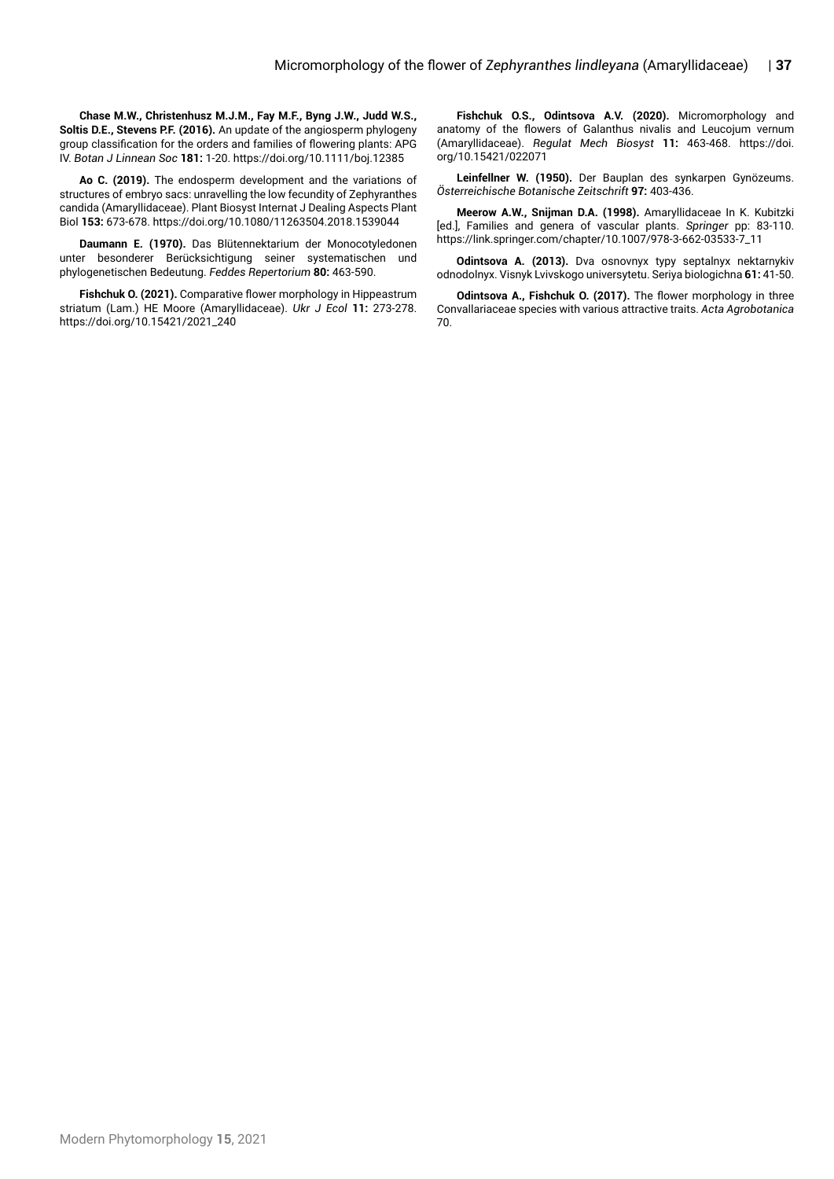**Chase M.W., Christenhusz M.J.M., Fay M.F., Byng J.W., Judd W.S., Soltis D.E., Stevens P.F. (2016).** An update of the angiosperm phylogeny group classification for the orders and families of flowering plants: APG IV. *Botan J Linnean Soc* **181:** 1-20. https://doi.org/10.1111/boj.12385

**Ao C. (2019).** The endosperm development and the variations of structures of embryo sacs: unravelling the low fecundity of Zephyranthes candida (Amaryllidaceae). Plant Biosyst Internat J Dealing Aspects Plant Biol **153:** 673-678. https://doi.org/10.1080/11263504.2018.1539044

**Daumann E. (1970).** Das Blütennektarium der Monocotyledonen unter besonderer Berücksichtigung seiner systematischen und phylogenetischen Bedeutung. *Feddes Repertorium* **80:** 463-590.

**Fishchuk O. (2021).** Comparative flower morphology in Hippeastrum striatum (Lam.) HE Moore (Amaryllidaceae). *Ukr J Ecol* **11:** 273-278. https://doi.org/10.15421/2021_240

**Fishchuk O.S., Odintsova A.V. (2020).** Micromorphology and anatomy of the flowers of Galanthus nivalis and Leucojum vernum (Amaryllidaceae). *Regulat Mech Biosyst* **11:** 463-468. https://doi.org/10.15421/022071

**Leinfellner W. (1950).** Der Bauplan des synkarpen Gynözeums. *Österreichische Botanische Zeitschrift* **97:** 403-436.

**Meerow A.W., Snijman D.A. (1998).** Amaryllidaceae In K. Kubitzki [ed.], Families and genera of vascular plants. *Springer* pp: 83-110. https://link.springer.com/chapter/10.1007/978-3-662-03533-7_11

**Odintsova A. (2013).** Dva osnovnyx typy septalnyx nektarnykiv odnodolnyx. Visnyk Lvivskogo universytetu. Seriya biologichna **61:** 41-50.

**Odintsova A., Fishchuk O. (2017).** The flower morphology in three Convallariaceae species with various attractive traits. *Acta Agrobotanica* 70.